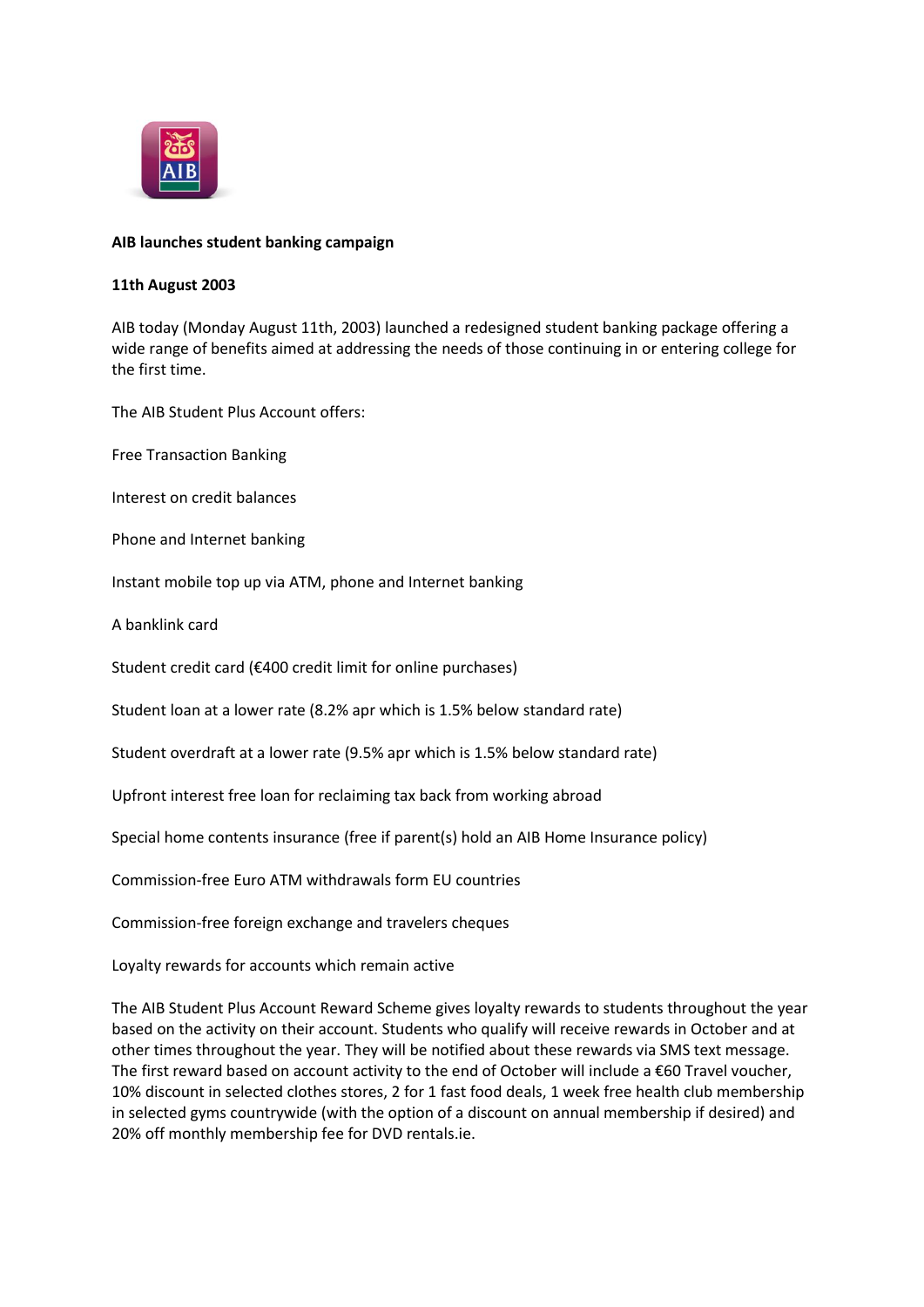**AIB launches student banking campaign**

**11th August 2003**

AIB today (Monday August 11th, 2003) launched a redesigned student banking package offering a wide range of benefits aimed at addressing the needs of those continuing in or entering college for the first time.

The AIB Student Plus Account offers:

Free Transaction Banking

Interest on credit balances

Phone and Internet banking

Instant mobile top up via ATM, phone and Internet banking

A banklink card

Student credit card (€400 credit limit for online purchases)

Student loan at a lower rate (8.2% apr which is 1.5% below standard rate)

Student overdraft at a lower rate (9.5% apr which is 1.5% below standard rate)

Upfront interest free loan for reclaiming tax back from working abroad

Special home contents insurance (free if parent(s) hold an AIB Home Insurance policy)

Commission-free Euro ATM withdrawals form EU countries

Commission-free foreign exchange and travelers cheques

Loyalty rewards for accounts which remain active

The AIB Student Plus Account Reward Scheme gives loyalty rewards to students throughout the year based on the activity on their account. Students who qualify will receive rewards in October and at other times throughout the year. They will be notified about these rewards via SMS text message. The first reward based on account activity to the end of October will include a €60 Travel voucher, 10% discount in selected clothes stores, 2 for 1 fast food deals, 1 week free health club membership in selected gyms countrywide (with the option of a discount on annual membership if desired) and 20% off monthly membership fee for DVD rentals.ie.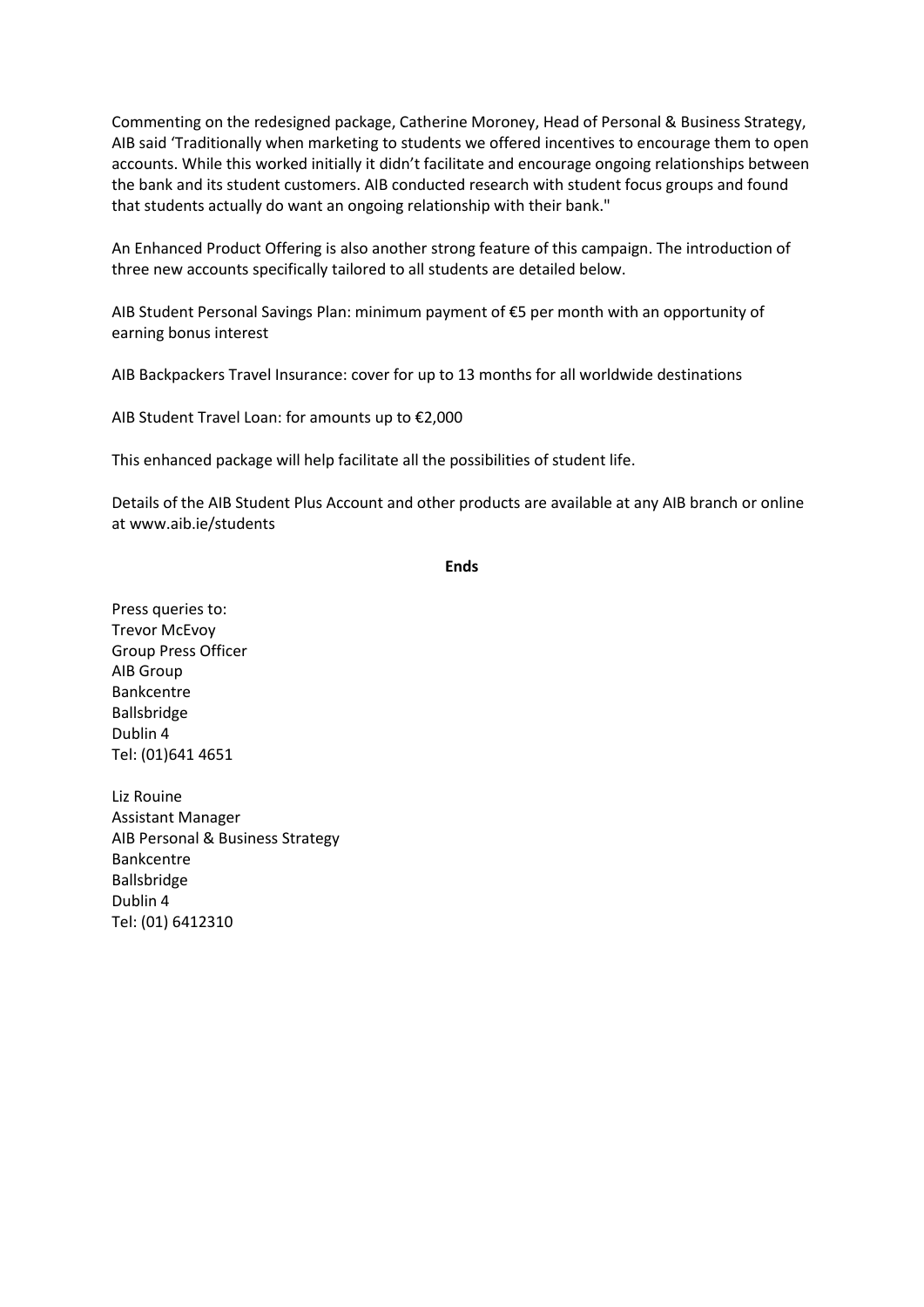Commenting on the redesigned package, Catherine Moroney, Head of Personal & Business Strategy, AIB said 'Traditionally when marketing to students we offered incentives to encourage them to open accounts. While this worked initially it didn't facilitate and encourage ongoing relationships between the bank and its student customers. AIB conducted research with student focus groups and found that students actually do want an ongoing relationship with their bank."

An Enhanced Product Offering is also another strong feature of this campaign. The introduction of three new accounts specifically tailored to all students are detailed below.

AIB Student Personal Savings Plan: minimum payment of €5 per month with an opportunity of earning bonus interest

AIB Backpackers Travel Insurance: cover for up to 13 months for all worldwide destinations

AIB Student Travel Loan: for amounts up to €2,000

This enhanced package will help facilitate all the possibilities of student life.

Details of the AIB Student Plus Account and other products are available at any AIB branch or online at www.aib.ie/students

**Ends**

Press queries to:
Trevor McEvoy
Group Press Officer
AIB Group
Bankcentre
Ballsbridge
Dublin 4
Tel: (01)641 4651

Liz Rouine
Assistant Manager
AIB Personal & Business Strategy
Bankcentre
Ballsbridge
Dublin 4
Tel: (01) 6412310